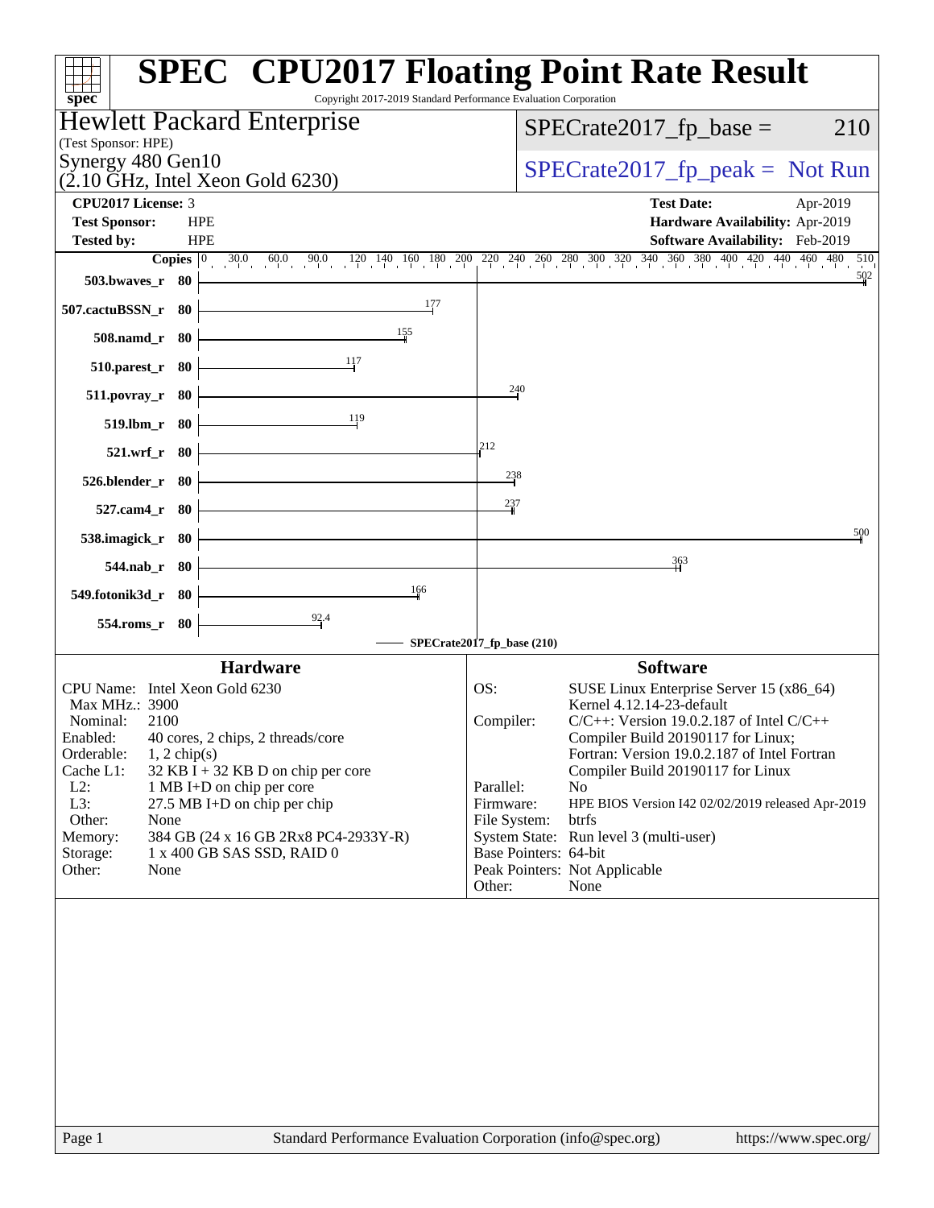# SPEC CPU2017 Floating Point Rate Result

Copyright 2017-2019 Standard Performance Evaluation Corporation

**Hewlett Packard Enterprise**
(Test Sponsor: HPE)
Synergy 480 Gen10
(2.10 GHz, Intel Xeon Gold 6230)

SPECrate2017_fp_base = 210

SPECrate2017_fp_peak = Not Run

| | | | |
|---|---|---|---|
| **CPU2017 License:** | 3 | **Test Date:** | Apr-2019 |
| **Test Sponsor:** | HPE | **Hardware Availability:** | Apr-2019 |
| **Tested by:** | HPE | **Software Availability:** | Feb-2019 |

| Benchmark | Copies | SPECrate2017_fp_base |
|---|---|---|
| 503.bwaves_r | 80 | 502 |
| 507.cactuBSSN_r | 80 | 177 |
| 508.namd_r | 80 | 155 |
| 510.parest_r | 80 | 117 |
| 511.povray_r | 80 | 240 |
| 519.lbm_r | 80 | 119 |
| 521.wrf_r | 80 | 212 |
| 526.blender_r | 80 | 238 |
| 527.cam4_r | 80 | 237 |
| 538.imagick_r | 80 | 500 |
| 544.nab_r | 80 | 363 |
| 549.fotonik3d_r | 80 | 166 |
| 554.roms_r | 80 | 92.4 |

SPECrate2017_fp_base (210)

## Hardware

| | |
|---|---|
| CPU Name: | Intel Xeon Gold 6230 |
| Max MHz.: | 3900 |
| Nominal: | 2100 |
| Enabled: | 40 cores, 2 chips, 2 threads/core |
| Orderable: | 1, 2 chip(s) |
| Cache L1: | 32 KB I + 32 KB D on chip per core |
| L2: | 1 MB I+D on chip per core |
| L3: | 27.5 MB I+D on chip per chip |
| Other: | None |
| Memory: | 384 GB (24 x 16 GB 2Rx8 PC4-2933Y-R) |
| Storage: | 1 x 400 GB SAS SSD, RAID 0 |
| Other: | None |

## Software

| | |
|---|---|
| OS: | SUSE Linux Enterprise Server 15 (x86_64) Kernel 4.12.14-23-default |
| Compiler: | C/C++: Version 19.0.2.187 of Intel C/C++ Compiler Build 20190117 for Linux; Fortran: Version 19.0.2.187 of Intel Fortran Compiler Build 20190117 for Linux |
| Parallel: | No |
| Firmware: | HPE BIOS Version I42 02/02/2019 released Apr-2019 |
| File System: | btrfs |
| System State: | Run level 3 (multi-user) |
| Base Pointers: | 64-bit |
| Peak Pointers: | Not Applicable |
| Other: | None |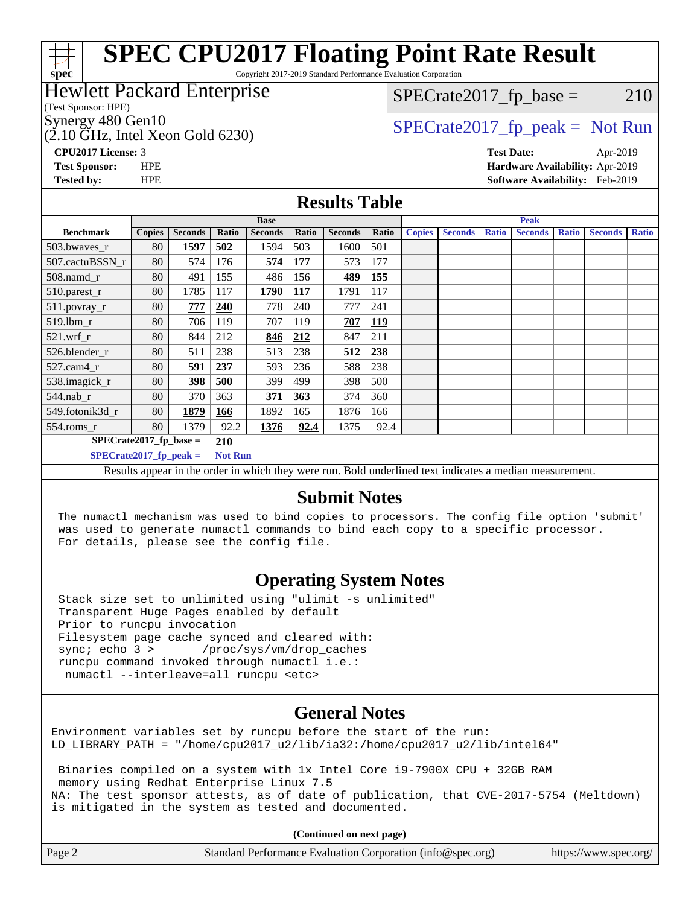# SPEC CPU2017 Floating Point Rate Result

Copyright 2017-2019 Standard Performance Evaluation Corporation

**Hewlett Packard Enterprise**
(Test Sponsor: HPE)
Synergy 480 Gen10
(2.10 GHz, Intel Xeon Gold 6230)

SPECrate2017_fp_base = 210

SPECrate2017_fp_peak = Not Run

**CPU2017 License:** 3
**Test Sponsor:** HPE
**Tested by:** HPE

**Test Date:** Apr-2019
**Hardware Availability:** Apr-2019
**Software Availability:** Feb-2019

## Results Table

| Benchmark | Base | | | | | | | Peak | | | | | | |
|---|---|---|---|---|---|---|---|---|---|---|---|---|---|---|
| | Copies | Seconds | Ratio | Seconds | Ratio | Seconds | Ratio | Copies | Seconds | Ratio | Seconds | Ratio | Seconds | Ratio |
| 503.bwaves_r | 80 | **1597** | **502** | 1594 | 503 | 1600 | 501 | | | | | | | |
| 507.cactuBSSN_r | 80 | 574 | 176 | **574** | **177** | 573 | 177 | | | | | | | |
| 508.namd_r | 80 | 491 | 155 | 486 | 156 | **489** | **155** | | | | | | | |
| 510.parest_r | 80 | 1785 | 117 | **1790** | **117** | 1791 | 117 | | | | | | | |
| 511.povray_r | 80 | **777** | **240** | 778 | 240 | 777 | 241 | | | | | | | |
| 519.lbm_r | 80 | 706 | 119 | 707 | 119 | **707** | **119** | | | | | | | |
| 521.wrf_r | 80 | 844 | 212 | **846** | **212** | 847 | 211 | | | | | | | |
| 526.blender_r | 80 | 511 | 238 | 513 | 238 | **512** | **238** | | | | | | | |
| 527.cam4_r | 80 | **591** | **237** | 593 | 236 | 588 | 238 | | | | | | | |
| 538.imagick_r | 80 | **398** | **500** | 399 | 499 | 398 | 500 | | | | | | | |
| 544.nab_r | 80 | 370 | 363 | **371** | **363** | 374 | 360 | | | | | | | |
| 549.fotonik3d_r | 80 | **1879** | **166** | 1892 | 165 | 1876 | 166 | | | | | | | |
| 554.roms_r | 80 | 1379 | 92.2 | **1376** | **92.4** | 1375 | 92.4 | | | | | | | |

**SPECrate2017_fp_base = 210**

**SPECrate2017_fp_peak = Not Run**

Results appear in the order in which they were run. Bold underlined text indicates a median measurement.

## Submit Notes

```
The numactl mechanism was used to bind copies to processors. The config file option 'submit'
was used to generate numactl commands to bind each copy to a specific processor.
For details, please see the config file.
```

## Operating System Notes

```
Stack size set to unlimited using "ulimit -s unlimited"
Transparent Huge Pages enabled by default
Prior to runcpu invocation
Filesystem page cache synced and cleared with:
sync; echo 3 >       /proc/sys/vm/drop_caches
runcpu command invoked through numactl i.e.:
 numactl --interleave=all runcpu <etc>
```

## General Notes

```
Environment variables set by runcpu before the start of the run:
LD_LIBRARY_PATH = "/home/cpu2017_u2/lib/ia32:/home/cpu2017_u2/lib/intel64"

 Binaries compiled on a system with 1x Intel Core i9-7900X CPU + 32GB RAM
 memory using Redhat Enterprise Linux 7.5
NA: The test sponsor attests, as of date of publication, that CVE-2017-5754 (Meltdown)
is mitigated in the system as tested and documented.
```

**(Continued on next page)**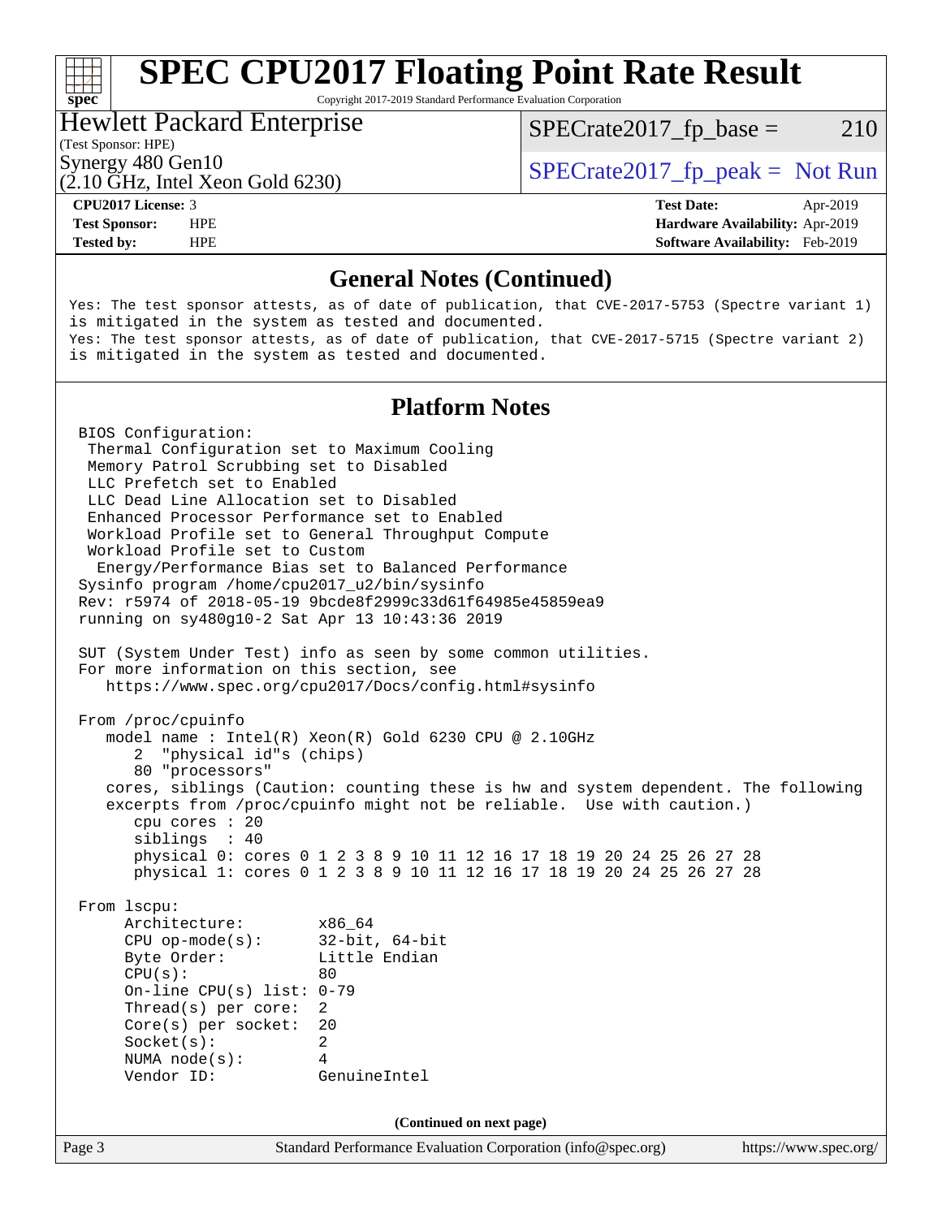## General Notes (Continued)

```
Yes: The test sponsor attests, as of date of publication, that CVE-2017-5753 (Spectre variant 1)
is mitigated in the system as tested and documented.
Yes: The test sponsor attests, as of date of publication, that CVE-2017-5715 (Spectre variant 2)
is mitigated in the system as tested and documented.
```

## Platform Notes

```
BIOS Configuration:
 Thermal Configuration set to Maximum Cooling
 Memory Patrol Scrubbing set to Disabled
 LLC Prefetch set to Enabled
 LLC Dead Line Allocation set to Disabled
 Enhanced Processor Performance set to Enabled
 Workload Profile set to General Throughput Compute
 Workload Profile set to Custom
  Energy/Performance Bias set to Balanced Performance
Sysinfo program /home/cpu2017_u2/bin/sysinfo
Rev: r5974 of 2018-05-19 9bcde8f2999c33d61f64985e45859ea9
running on sy480g10-2 Sat Apr 13 10:43:36 2019

SUT (System Under Test) info as seen by some common utilities.
For more information on this section, see
   https://www.spec.org/cpu2017/Docs/config.html#sysinfo

From /proc/cpuinfo
   model name : Intel(R) Xeon(R) Gold 6230 CPU @ 2.10GHz
      2  "physical id"s (chips)
      80 "processors"
   cores, siblings (Caution: counting these is hw and system dependent. The following
   excerpts from /proc/cpuinfo might not be reliable.  Use with caution.)
      cpu cores : 20
      siblings  : 40
      physical 0: cores 0 1 2 3 8 9 10 11 12 16 17 18 19 20 24 25 26 27 28
      physical 1: cores 0 1 2 3 8 9 10 11 12 16 17 18 19 20 24 25 26 27 28

From lscpu:
     Architecture:        x86_64
     CPU op-mode(s):      32-bit, 64-bit
     Byte Order:          Little Endian
     CPU(s):              80
     On-line CPU(s) list: 0-79
     Thread(s) per core:  2
     Core(s) per socket:  20
     Socket(s):           2
     NUMA node(s):        4
     Vendor ID:           GenuineIntel
```

**(Continued on next page)**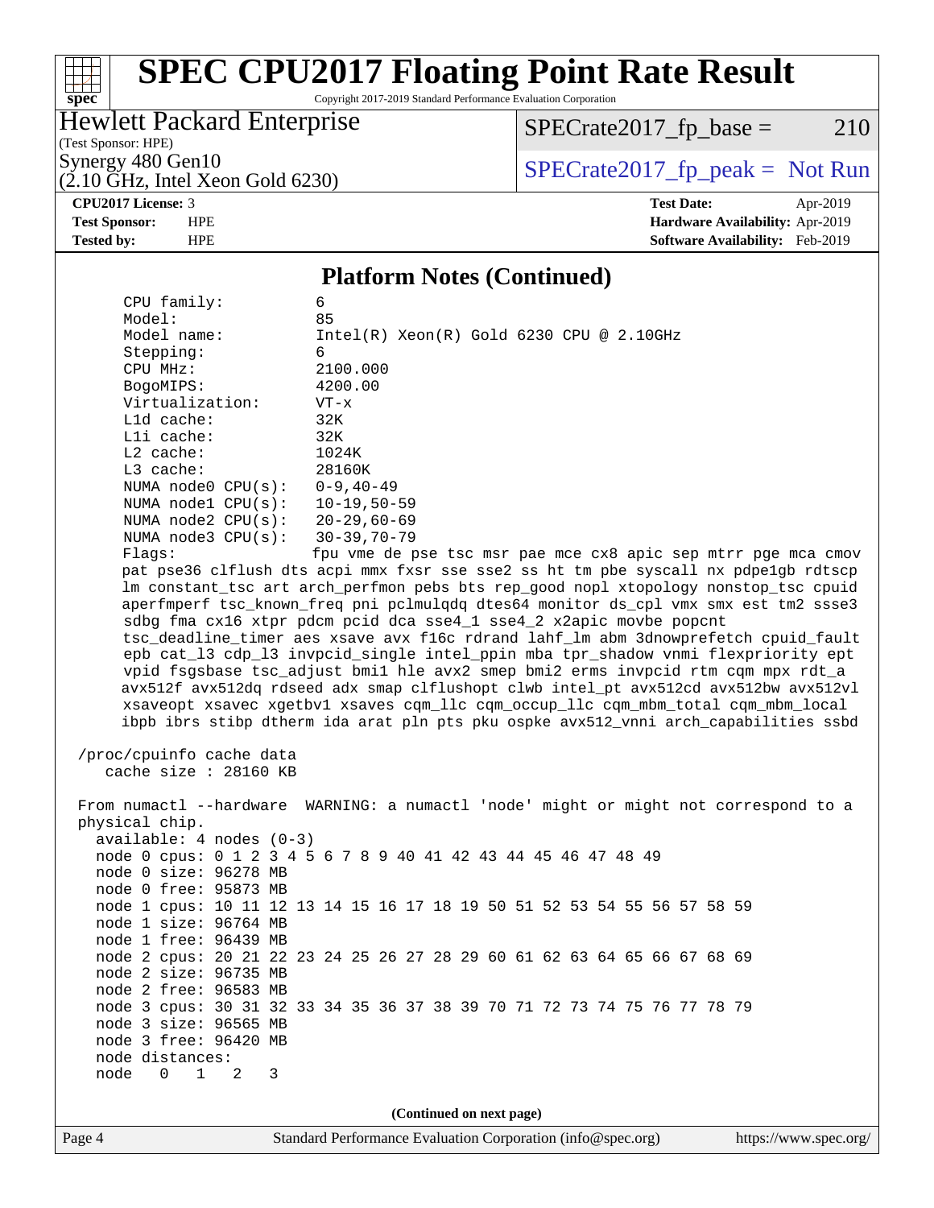## Platform Notes (Continued)

```
     CPU family:          6
     Model:               85
     Model name:          Intel(R) Xeon(R) Gold 6230 CPU @ 2.10GHz
     Stepping:            6
     CPU MHz:             2100.000
     BogoMIPS:            4200.00
     Virtualization:      VT-x
     L1d cache:           32K
     L1i cache:           32K
     L2 cache:            1024K
     L3 cache:            28160K
     NUMA node0 CPU(s):   0-9,40-49
     NUMA node1 CPU(s):   10-19,50-59
     NUMA node2 CPU(s):   20-29,60-69
     NUMA node3 CPU(s):   30-39,70-79
     Flags:               fpu vme de pse tsc msr pae mce cx8 apic sep mtrr pge mca cmov
     pat pse36 clflush dts acpi mmx fxsr sse sse2 ss ht tm pbe syscall nx pdpe1gb rdtscp
     lm constant_tsc art arch_perfmon pebs bts rep_good nopl xtopology nonstop_tsc cpuid
     aperfmperf tsc_known_freq pni pclmulqdq dtes64 monitor ds_cpl vmx smx est tm2 ssse3
     sdbg fma cx16 xtpr pdcm pcid dca sse4_1 sse4_2 x2apic movbe popcnt
     tsc_deadline_timer aes xsave avx f16c rdrand lahf_lm abm 3dnowprefetch cpuid_fault
     epb cat_l3 cdp_l3 invpcid_single intel_ppin mba tpr_shadow vnmi flexpriority ept
     vpid fsgsbase tsc_adjust bmi1 hle avx2 smep bmi2 erms invpcid rtm cqm mpx rdt_a
     avx512f avx512dq rdseed adx smap clflushopt clwb intel_pt avx512cd avx512bw avx512vl
     xsaveopt xsavec xgetbv1 xsaves cqm_llc cqm_occup_llc cqm_mbm_total cqm_mbm_local
     ibpb ibrs stibp dtherm ida arat pln pts pku ospke avx512_vnni arch_capabilities ssbd

 /proc/cpuinfo cache data
    cache size : 28160 KB

 From numactl --hardware  WARNING: a numactl 'node' might or might not correspond to a
 physical chip.
   available: 4 nodes (0-3)
   node 0 cpus: 0 1 2 3 4 5 6 7 8 9 40 41 42 43 44 45 46 47 48 49
   node 0 size: 96278 MB
   node 0 free: 95873 MB
   node 1 cpus: 10 11 12 13 14 15 16 17 18 19 50 51 52 53 54 55 56 57 58 59
   node 1 size: 96764 MB
   node 1 free: 96439 MB
   node 2 cpus: 20 21 22 23 24 25 26 27 28 29 60 61 62 63 64 65 66 67 68 69
   node 2 size: 96735 MB
   node 2 free: 96583 MB
   node 3 cpus: 30 31 32 33 34 35 36 37 38 39 70 71 72 73 74 75 76 77 78 79
   node 3 size: 96565 MB
   node 3 free: 96420 MB
   node distances:
   node   0   1   2   3
```

**(Continued on next page)**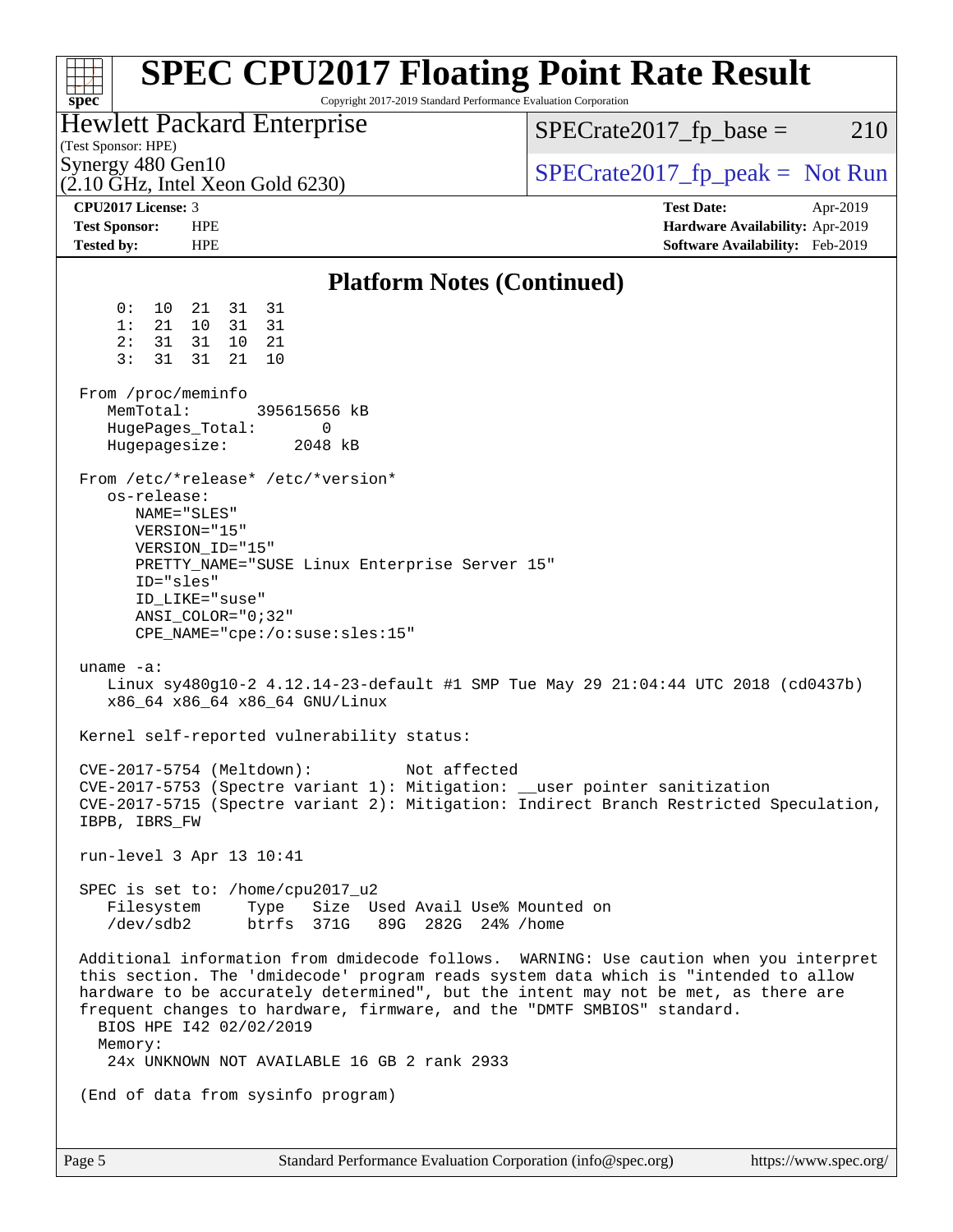## Platform Notes (Continued)

```
     0:  10  21  31  31
     1:  21  10  31  31
     2:  31  31  10  21
     3:  31  31  21  10

 From /proc/meminfo
    MemTotal:       395615656 kB
    HugePages_Total:       0
    Hugepagesize:       2048 kB

 From /etc/*release* /etc/*version*
    os-release:
       NAME="SLES"
       VERSION="15"
       VERSION_ID="15"
       PRETTY_NAME="SUSE Linux Enterprise Server 15"
       ID="sles"
       ID_LIKE="suse"
       ANSI_COLOR="0;32"
       CPE_NAME="cpe:/o:suse:sles:15"

 uname -a:
    Linux sy480g10-2 4.12.14-23-default #1 SMP Tue May 29 21:04:44 UTC 2018 (cd0437b)
    x86_64 x86_64 x86_64 GNU/Linux

 Kernel self-reported vulnerability status:

 CVE-2017-5754 (Meltdown):          Not affected
 CVE-2017-5753 (Spectre variant 1): Mitigation: __user pointer sanitization
 CVE-2017-5715 (Spectre variant 2): Mitigation: Indirect Branch Restricted Speculation,
 IBPB, IBRS_FW

 run-level 3 Apr 13 10:41

 SPEC is set to: /home/cpu2017_u2
    Filesystem     Type   Size  Used Avail Use% Mounted on
    /dev/sdb2      btrfs  371G   89G  282G  24% /home

 Additional information from dmidecode follows.  WARNING: Use caution when you interpret
 this section. The 'dmidecode' program reads system data which is "intended to allow
 hardware to be accurately determined", but the intent may not be met, as there are
 frequent changes to hardware, firmware, and the "DMTF SMBIOS" standard.
   BIOS HPE I42 02/02/2019
   Memory:
    24x UNKNOWN NOT AVAILABLE 16 GB 2 rank 2933

 (End of data from sysinfo program)
```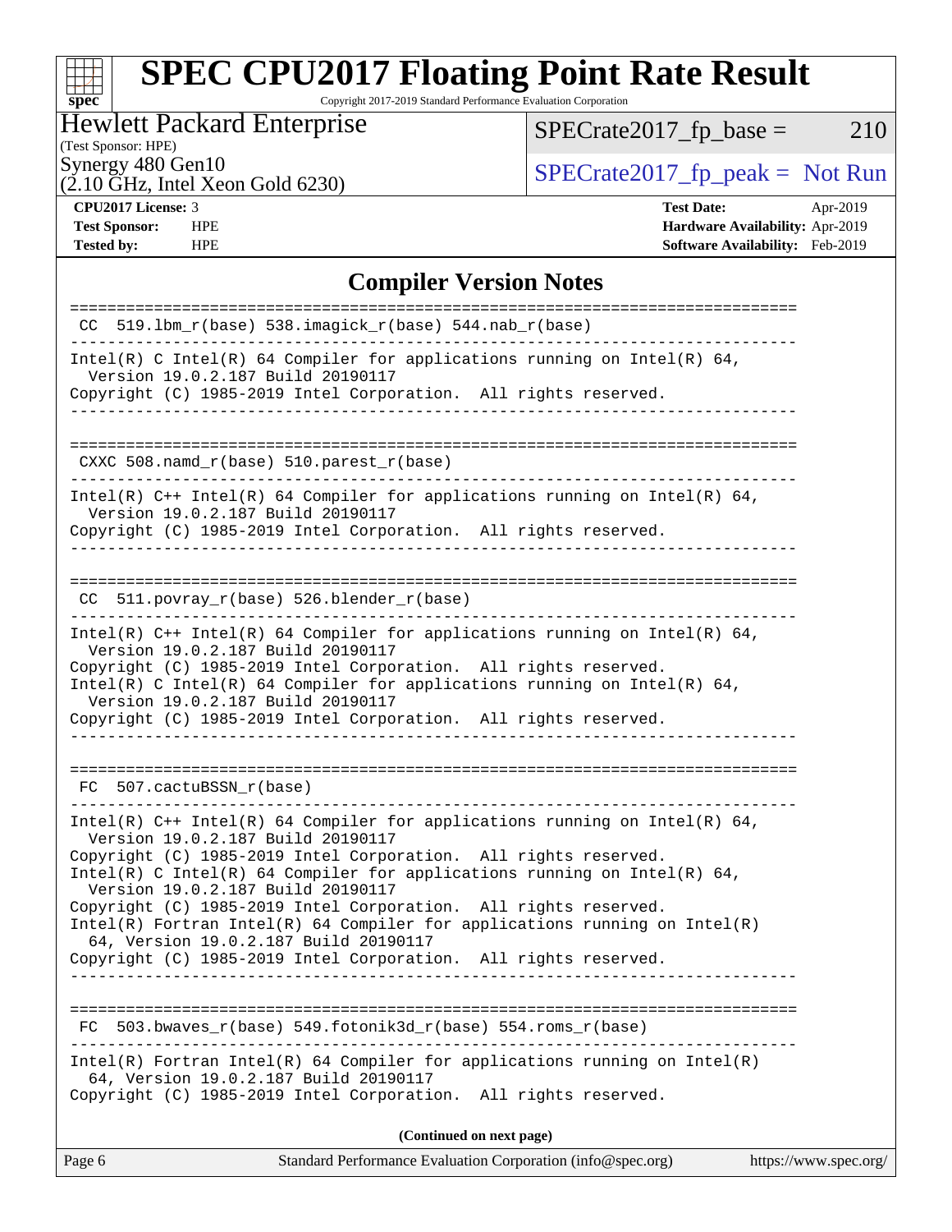# SPEC CPU2017 Floating Point Rate Result

Copyright 2017-2019 Standard Performance Evaluation Corporation

**Hewlett Packard Enterprise**
(Test Sponsor: HPE)
Synergy 480 Gen10
(2.10 GHz, Intel Xeon Gold 6230)

SPECrate2017_fp_base = 210

SPECrate2017_fp_peak = Not Run

| | | | |
|---|---|---|---|
| **CPU2017 License:** | 3 | **Test Date:** | Apr-2019 |
| **Test Sponsor:** | HPE | **Hardware Availability:** | Apr-2019 |
| **Tested by:** | HPE | **Software Availability:** | Feb-2019 |

## Compiler Version Notes

```
==============================================================================
 CC  519.lbm_r(base) 538.imagick_r(base) 544.nab_r(base)
------------------------------------------------------------------------------
Intel(R) C Intel(R) 64 Compiler for applications running on Intel(R) 64,
  Version 19.0.2.187 Build 20190117
Copyright (C) 1985-2019 Intel Corporation.  All rights reserved.
------------------------------------------------------------------------------

==============================================================================
 CXXC 508.namd_r(base) 510.parest_r(base)
------------------------------------------------------------------------------
Intel(R) C++ Intel(R) 64 Compiler for applications running on Intel(R) 64,
  Version 19.0.2.187 Build 20190117
Copyright (C) 1985-2019 Intel Corporation.  All rights reserved.
------------------------------------------------------------------------------

==============================================================================
 CC  511.povray_r(base) 526.blender_r(base)
------------------------------------------------------------------------------
Intel(R) C++ Intel(R) 64 Compiler for applications running on Intel(R) 64,
  Version 19.0.2.187 Build 20190117
Copyright (C) 1985-2019 Intel Corporation.  All rights reserved.
Intel(R) C Intel(R) 64 Compiler for applications running on Intel(R) 64,
  Version 19.0.2.187 Build 20190117
Copyright (C) 1985-2019 Intel Corporation.  All rights reserved.
------------------------------------------------------------------------------

==============================================================================
 FC  507.cactuBSSN_r(base)
------------------------------------------------------------------------------
Intel(R) C++ Intel(R) 64 Compiler for applications running on Intel(R) 64,
  Version 19.0.2.187 Build 20190117
Copyright (C) 1985-2019 Intel Corporation.  All rights reserved.
Intel(R) C Intel(R) 64 Compiler for applications running on Intel(R) 64,
  Version 19.0.2.187 Build 20190117
Copyright (C) 1985-2019 Intel Corporation.  All rights reserved.
Intel(R) Fortran Intel(R) 64 Compiler for applications running on Intel(R)
  64, Version 19.0.2.187 Build 20190117
Copyright (C) 1985-2019 Intel Corporation.  All rights reserved.
------------------------------------------------------------------------------

==============================================================================
 FC  503.bwaves_r(base) 549.fotonik3d_r(base) 554.roms_r(base)
------------------------------------------------------------------------------
Intel(R) Fortran Intel(R) 64 Compiler for applications running on Intel(R)
  64, Version 19.0.2.187 Build 20190117
Copyright (C) 1985-2019 Intel Corporation.  All rights reserved.
```

**(Continued on next page)**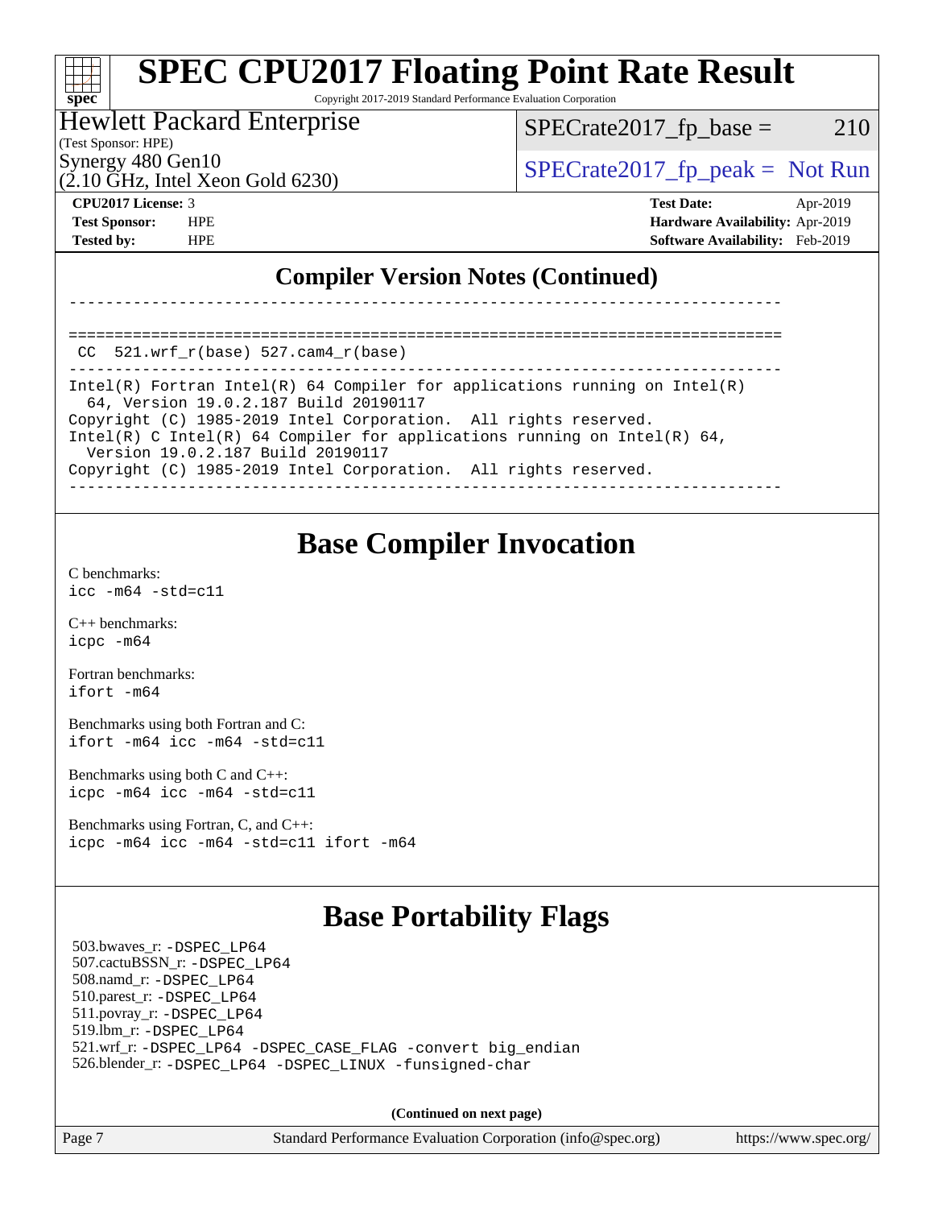## Compiler Version Notes (Continued)

```
------------------------------------------------------------------------------

==============================================================================
 CC  521.wrf_r(base) 527.cam4_r(base)
------------------------------------------------------------------------------
Intel(R) Fortran Intel(R) 64 Compiler for applications running on Intel(R)
  64, Version 19.0.2.187 Build 20190117
Copyright (C) 1985-2019 Intel Corporation.  All rights reserved.
Intel(R) C Intel(R) 64 Compiler for applications running on Intel(R) 64,
  Version 19.0.2.187 Build 20190117
Copyright (C) 1985-2019 Intel Corporation.  All rights reserved.
------------------------------------------------------------------------------
```

## Base Compiler Invocation

C benchmarks:
`icc -m64 -std=c11`

C++ benchmarks:
`icpc -m64`

Fortran benchmarks:
`ifort -m64`

Benchmarks using both Fortran and C:
`ifort -m64 icc -m64 -std=c11`

Benchmarks using both C and C++:
`icpc -m64 icc -m64 -std=c11`

Benchmarks using Fortran, C, and C++:
`icpc -m64 icc -m64 -std=c11 ifort -m64`

## Base Portability Flags

503.bwaves_r: `-DSPEC_LP64`
507.cactuBSSN_r: `-DSPEC_LP64`
508.namd_r: `-DSPEC_LP64`
510.parest_r: `-DSPEC_LP64`
511.povray_r: `-DSPEC_LP64`
519.lbm_r: `-DSPEC_LP64`
521.wrf_r: `-DSPEC_LP64 -DSPEC_CASE_FLAG -convert big_endian`
526.blender_r: `-DSPEC_LP64 -DSPEC_LINUX -funsigned-char`

**(Continued on next page)**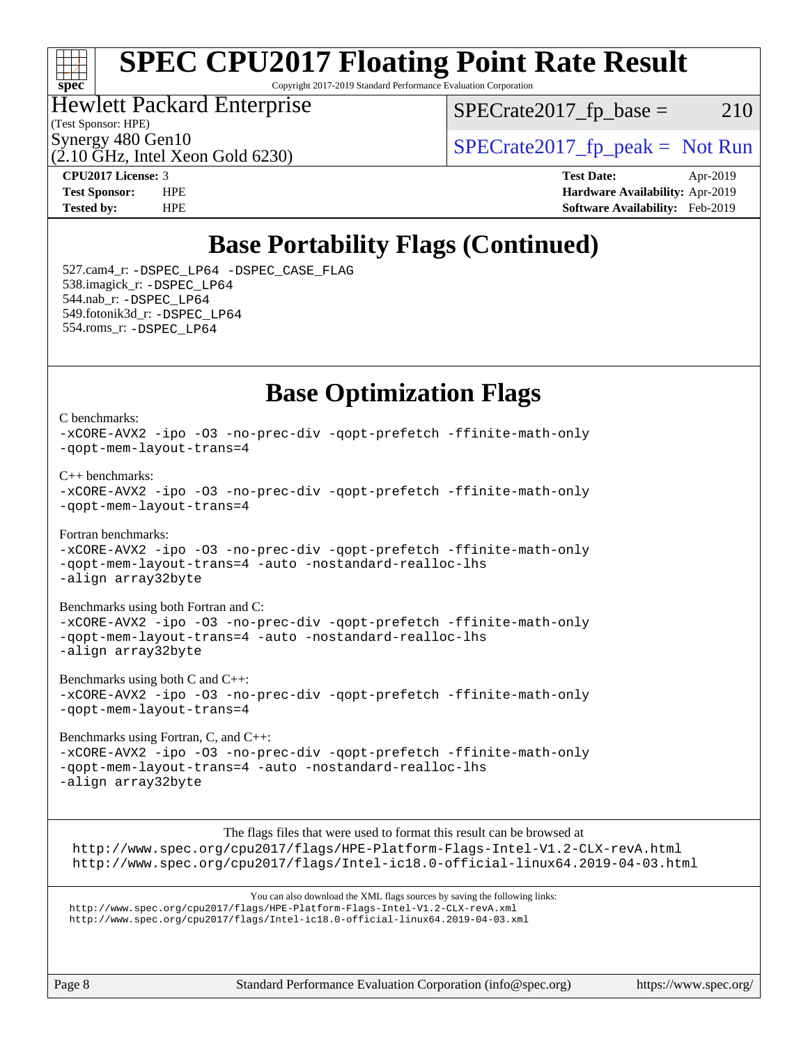# SPEC CPU2017 Floating Point Rate Result

Copyright 2017-2019 Standard Performance Evaluation Corporation

Hewlett Packard Enterprise
(Test Sponsor: HPE)
Synergy 480 Gen10
(2.10 GHz, Intel Xeon Gold 6230)

SPECrate2017_fp_base = 210

SPECrate2017_fp_peak = Not Run

**CPU2017 License:** 3
**Test Sponsor:** HPE
**Tested by:** HPE

**Test Date:** Apr-2019
**Hardware Availability:** Apr-2019
**Software Availability:** Feb-2019

## Base Portability Flags (Continued)

527.cam4_r: -DSPEC_LP64 -DSPEC_CASE_FLAG
538.imagick_r: -DSPEC_LP64
544.nab_r: -DSPEC_LP64
549.fotonik3d_r: -DSPEC_LP64
554.roms_r: -DSPEC_LP64

## Base Optimization Flags

C benchmarks:
-xCORE-AVX2 -ipo -O3 -no-prec-div -qopt-prefetch -ffinite-math-only -qopt-mem-layout-trans=4

C++ benchmarks:
-xCORE-AVX2 -ipo -O3 -no-prec-div -qopt-prefetch -ffinite-math-only -qopt-mem-layout-trans=4

Fortran benchmarks:
-xCORE-AVX2 -ipo -O3 -no-prec-div -qopt-prefetch -ffinite-math-only -qopt-mem-layout-trans=4 -auto -nostandard-realloc-lhs -align array32byte

Benchmarks using both Fortran and C:
-xCORE-AVX2 -ipo -O3 -no-prec-div -qopt-prefetch -ffinite-math-only -qopt-mem-layout-trans=4 -auto -nostandard-realloc-lhs -align array32byte

Benchmarks using both C and C++:
-xCORE-AVX2 -ipo -O3 -no-prec-div -qopt-prefetch -ffinite-math-only -qopt-mem-layout-trans=4

Benchmarks using Fortran, C, and C++:
-xCORE-AVX2 -ipo -O3 -no-prec-div -qopt-prefetch -ffinite-math-only -qopt-mem-layout-trans=4 -auto -nostandard-realloc-lhs -align array32byte

The flags files that were used to format this result can be browsed at
http://www.spec.org/cpu2017/flags/HPE-Platform-Flags-Intel-V1.2-CLX-revA.html
http://www.spec.org/cpu2017/flags/Intel-ic18.0-official-linux64.2019-04-03.html

You can also download the XML flags sources by saving the following links:
http://www.spec.org/cpu2017/flags/HPE-Platform-Flags-Intel-V1.2-CLX-revA.xml
http://www.spec.org/cpu2017/flags/Intel-ic18.0-official-linux64.2019-04-03.xml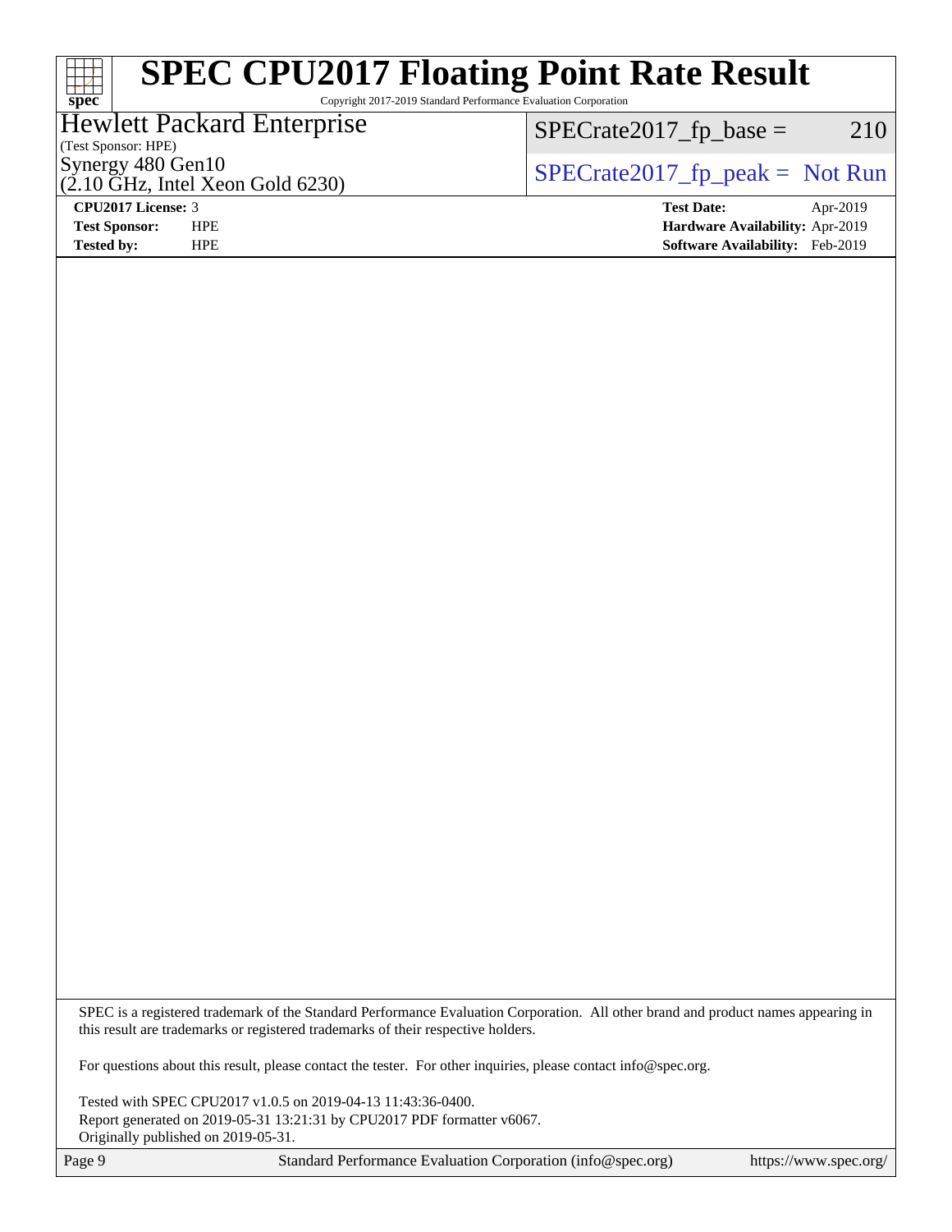# SPEC CPU2017 Floating Point Rate Result

Copyright 2017-2019 Standard Performance Evaluation Corporation

Hewlett Packard Enterprise
(Test Sponsor: HPE)
Synergy 480 Gen10
(2.10 GHz, Intel Xeon Gold 6230)

SPECrate2017_fp_base = 210

SPECrate2017_fp_peak = Not Run

**CPU2017 License:** 3
**Test Sponsor:** HPE
**Tested by:** HPE

**Test Date:** Apr-2019
**Hardware Availability:** Apr-2019
**Software Availability:** Feb-2019

SPEC is a registered trademark of the Standard Performance Evaluation Corporation. All other brand and product names appearing in this result are trademarks or registered trademarks of their respective holders.

For questions about this result, please contact the tester. For other inquiries, please contact info@spec.org.

Tested with SPEC CPU2017 v1.0.5 on 2019-04-13 11:43:36-0400.
Report generated on 2019-05-31 13:21:31 by CPU2017 PDF formatter v6067.
Originally published on 2019-05-31.